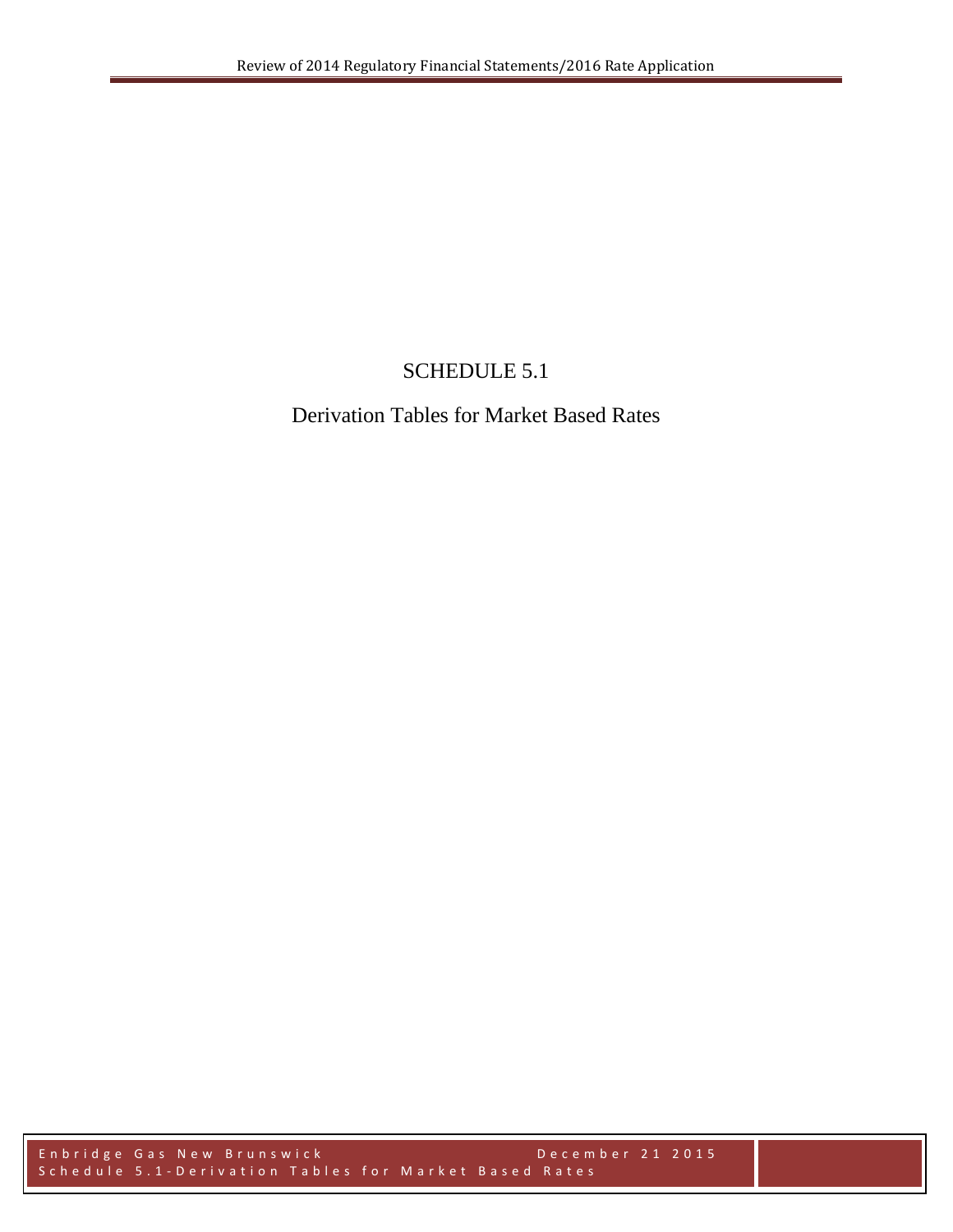# SCHEDULE 5.1

## Derivation Tables for Market Based Rates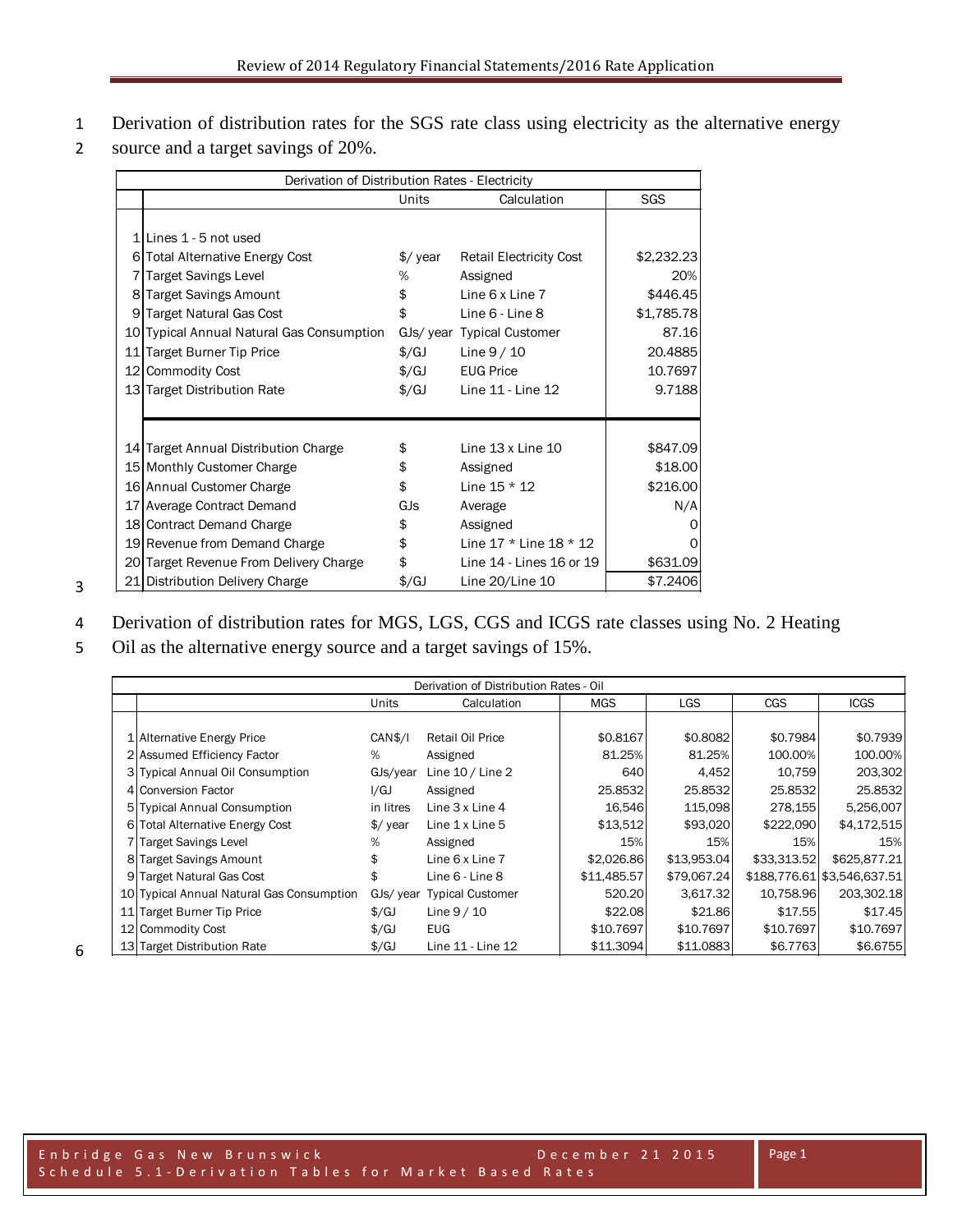Derivation of distribution rates for the SGS rate class using electricity as the alternative energy source and a target savings of 20%.

| Derivation of Distribution Rates - Electricity | | | | |
|---|---|---|---|---|
| | | Units | Calculation | SGS |
| 1 | Lines 1 - 5 not used | | | |
| 6 | Total Alternative Energy Cost | $/ year | Retail Electricity Cost | $2,232.23 |
| 7 | Target Savings Level | % | Assigned | 20% |
| 8 | Target Savings Amount | $ | Line 6 x Line 7 | $446.45 |
| 9 | Target Natural Gas Cost | $ | Line 6 - Line 8 | $1,785.78 |
| 10 | Typical Annual Natural Gas Consumption | GJs/ year | Typical Customer | 87.16 |
| 11 | Target Burner Tip Price | $/GJ | Line 9 / 10 | 20.4885 |
| 12 | Commodity Cost | $/GJ | EUG Price | 10.7697 |
| 13 | Target Distribution Rate | $/GJ | Line 11 - Line 12 | 9.7188 |
| 14 | Target Annual Distribution Charge | $ | Line 13 x Line 10 | $847.09 |
| 15 | Monthly Customer Charge | $ | Assigned | $18.00 |
| 16 | Annual Customer Charge | $ | Line 15 * 12 | $216.00 |
| 17 | Average Contract Demand | GJs | Average | N/A |
| 18 | Contract Demand Charge | $ | Assigned | 0 |
| 19 | Revenue from Demand Charge | $ | Line 17 * Line 18 * 12 | 0 |
| 20 | Target Revenue From Delivery Charge | $ | Line 14 - Lines 16 or 19 | $631.09 |
| 21 | Distribution Delivery Charge | $/GJ | Line 20/Line 10 | $7.2406 |

Derivation of distribution rates for MGS, LGS, CGS and ICGS rate classes using No. 2 Heating Oil as the alternative energy source and a target savings of 15%.

| Derivation of Distribution Rates - Oil | | | | | | | |
|---|---|---|---|---|---|---|---|
| | | Units | Calculation | MGS | LGS | CGS | ICGS |
| 1 | Alternative Energy Price | CAN$/l | Retail Oil Price | $0.8167 | $0.8082 | $0.7984 | $0.7939 |
| 2 | Assumed Efficiency Factor | % | Assigned | 81.25% | 81.25% | 100.00% | 100.00% |
| 3 | Typical Annual Oil Consumption | GJs/year | Line 10 / Line 2 | 640 | 4,452 | 10,759 | 203,302 |
| 4 | Conversion Factor | l/GJ | Assigned | 25.8532 | 25.8532 | 25.8532 | 25.8532 |
| 5 | Typical Annual Consumption | in litres | Line 3 x Line 4 | 16,546 | 115,098 | 278,155 | 5,256,007 |
| 6 | Total Alternative Energy Cost | $/ year | Line 1 x Line 5 | $13,512 | $93,020 | $222,090 | $4,172,515 |
| 7 | Target Savings Level | % | Assigned | 15% | 15% | 15% | 15% |
| 8 | Target Savings Amount | $ | Line 6 x Line 7 | $2,026.86 | $13,953.04 | $33,313.52 | $625,877.21 |
| 9 | Target Natural Gas Cost | $ | Line 6 - Line 8 | $11,485.57 | $79,067.24 | $188,776.61 | $3,546,637.51 |
| 10 | Typical Annual Natural Gas Consumption | GJs/ year | Typical Customer | 520.20 | 3,617.32 | 10,758.96 | 203,302.18 |
| 11 | Target Burner Tip Price | $/GJ | Line 9 / 10 | $22.08 | $21.86 | $17.55 | $17.45 |
| 12 | Commodity Cost | $/GJ | EUG | $10.7697 | $10.7697 | $10.7697 | $10.7697 |
| 13 | Target Distribution Rate | $/GJ | Line 11 - Line 12 | $11.3094 | $11.0883 | $6.7763 | $6.6755 |